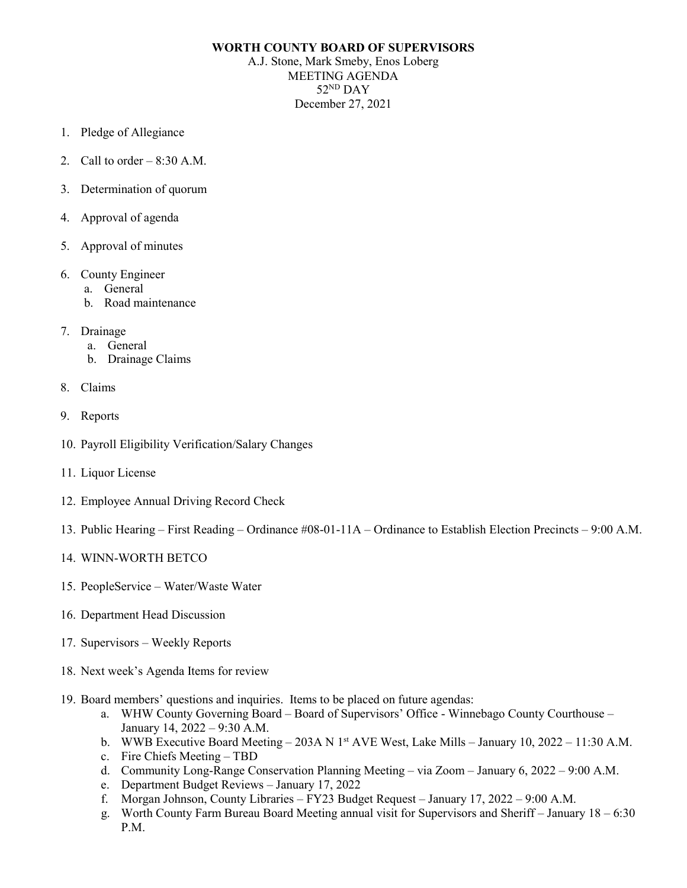**WORTH COUNTY BOARD OF SUPERVISORS**

A.J. Stone, Mark Smeby, Enos Loberg

MEETING AGENDA

52ND DAY

December 27, 2021

1. Pledge of Allegiance
2. Call to order – 8:30 A.M.
3. Determination of quorum
4. Approval of agenda
5. Approval of minutes
6. County Engineer
   a. General
   b. Road maintenance
7. Drainage
   a. General
   b. Drainage Claims
8. Claims
9. Reports
10. Payroll Eligibility Verification/Salary Changes
11. Liquor License
12. Employee Annual Driving Record Check
13. Public Hearing – First Reading – Ordinance #08-01-11A – Ordinance to Establish Election Precincts – 9:00 A.M.
14. WINN-WORTH BETCO
15. PeopleService – Water/Waste Water
16. Department Head Discussion
17. Supervisors – Weekly Reports
18. Next week's Agenda Items for review
19. Board members' questions and inquiries. Items to be placed on future agendas:
   a. WHW County Governing Board – Board of Supervisors' Office - Winnebago County Courthouse – January 14, 2022 – 9:30 A.M.
   b. WWB Executive Board Meeting – 203A N 1st AVE West, Lake Mills – January 10, 2022 – 11:30 A.M.
   c. Fire Chiefs Meeting – TBD
   d. Community Long-Range Conservation Planning Meeting – via Zoom – January 6, 2022 – 9:00 A.M.
   e. Department Budget Reviews – January 17, 2022
   f. Morgan Johnson, County Libraries – FY23 Budget Request – January 17, 2022 – 9:00 A.M.
   g. Worth County Farm Bureau Board Meeting annual visit for Supervisors and Sheriff – January 18 – 6:30 P.M.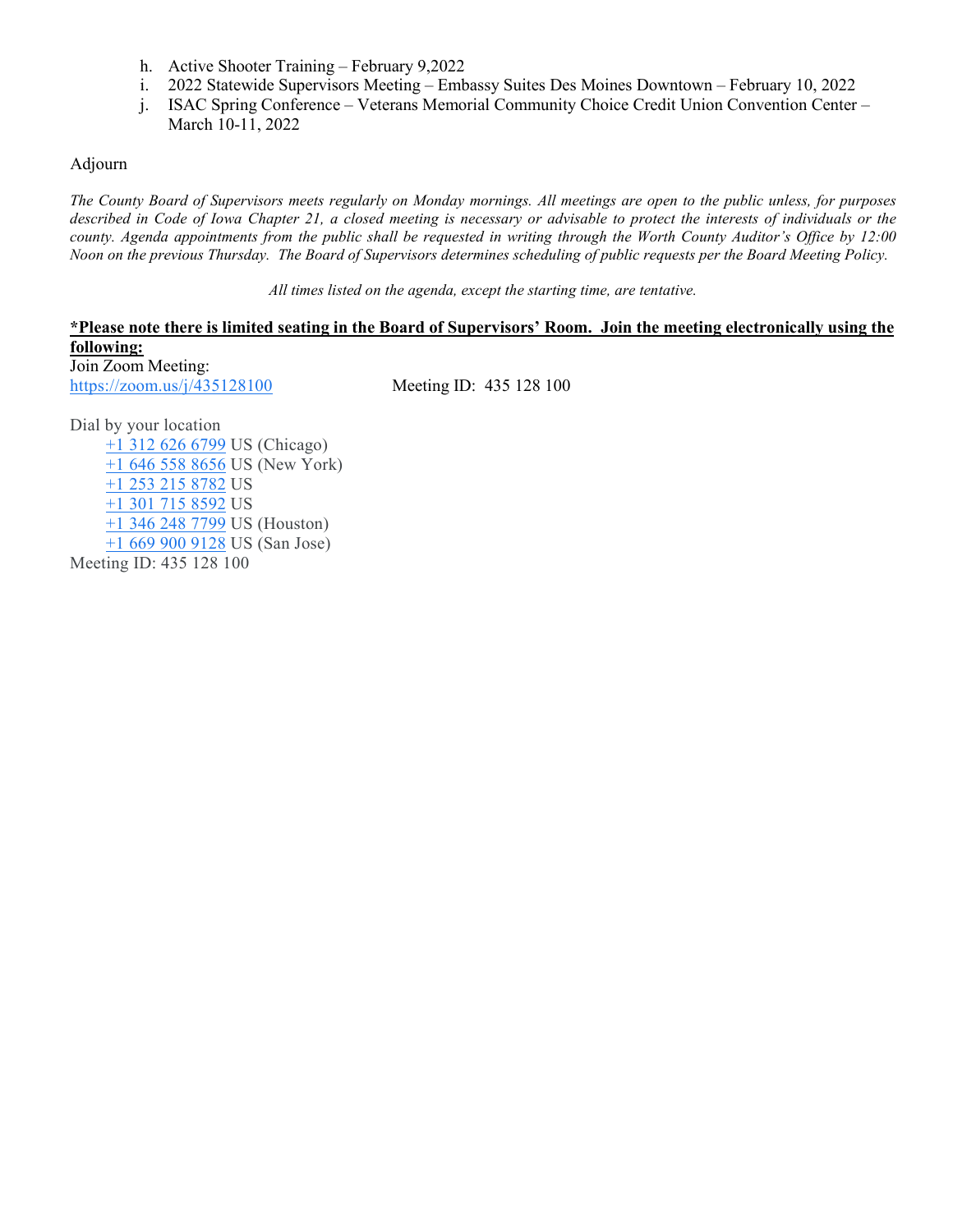h. Active Shooter Training – February 9,2022
i. 2022 Statewide Supervisors Meeting – Embassy Suites Des Moines Downtown – February 10, 2022
j. ISAC Spring Conference – Veterans Memorial Community Choice Credit Union Convention Center – March 10-11, 2022

Adjourn

*The County Board of Supervisors meets regularly on Monday mornings. All meetings are open to the public unless, for purposes described in Code of Iowa Chapter 21, a closed meeting is necessary or advisable to protect the interests of individuals or the county. Agenda appointments from the public shall be requested in writing through the Worth County Auditor's Office by 12:00 Noon on the previous Thursday. The Board of Supervisors determines scheduling of public requests per the Board Meeting Policy.*

*All times listed on the agenda, except the starting time, are tentative.*

**\*Please note there is limited seating in the Board of Supervisors' Room. Join the meeting electronically using the following:**

Join Zoom Meeting:
https://zoom.us/j/435128100 Meeting ID: 435 128 100

Dial by your location
+1 312 626 6799 US (Chicago)
+1 646 558 8656 US (New York)
+1 253 215 8782 US
+1 301 715 8592 US
+1 346 248 7799 US (Houston)
+1 669 900 9128 US (San Jose)
Meeting ID: 435 128 100